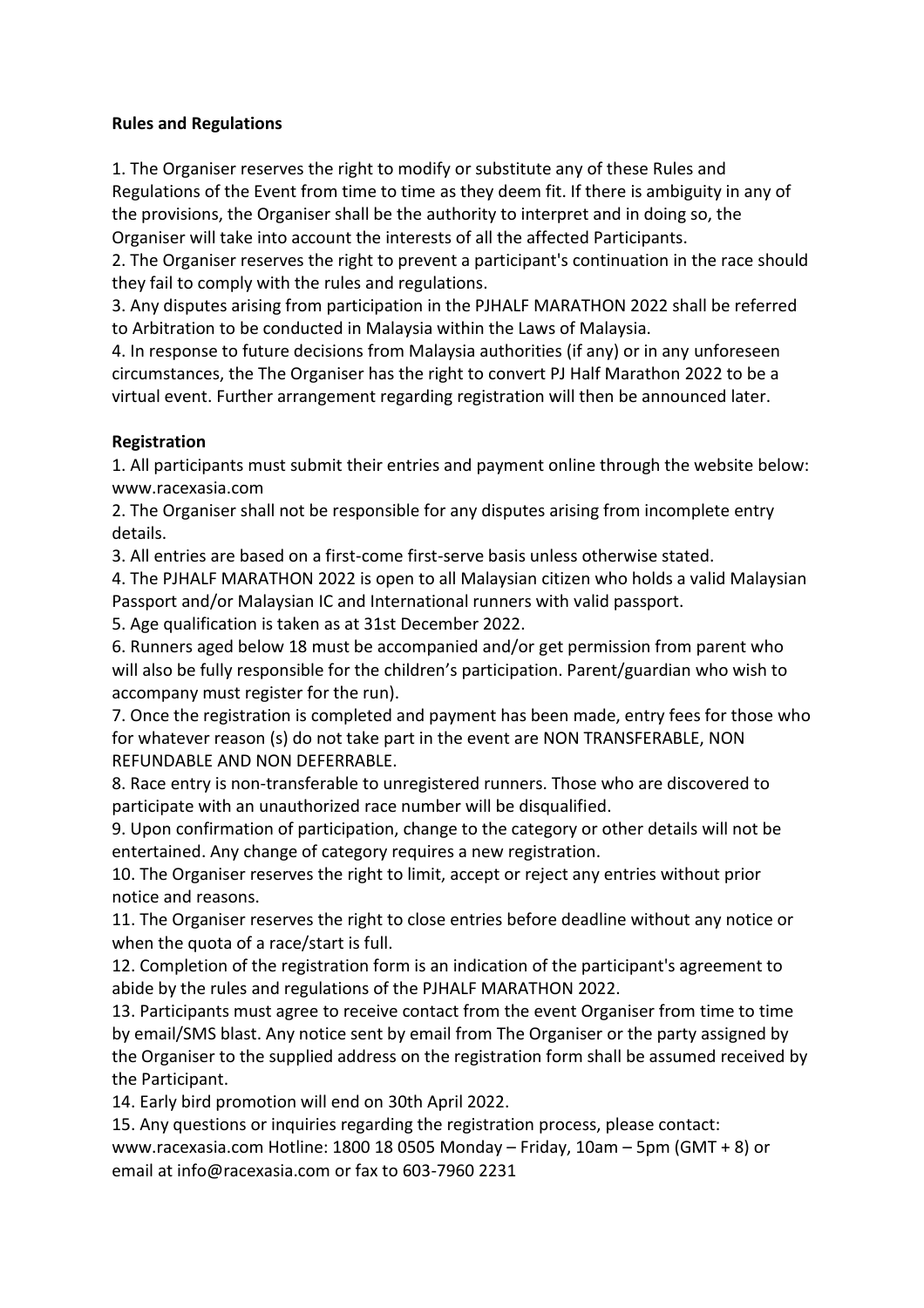**Rules and Regulations**

1. The Organiser reserves the right to modify or substitute any of these Rules and Regulations of the Event from time to time as they deem fit. If there is ambiguity in any of the provisions, the Organiser shall be the authority to interpret and in doing so, the Organiser will take into account the interests of all the affected Participants.
2. The Organiser reserves the right to prevent a participant's continuation in the race should they fail to comply with the rules and regulations.
3. Any disputes arising from participation in the PJHALF MARATHON 2022 shall be referred to Arbitration to be conducted in Malaysia within the Laws of Malaysia.
4. In response to future decisions from Malaysia authorities (if any) or in any unforeseen circumstances, the The Organiser has the right to convert PJ Half Marathon 2022 to be a virtual event. Further arrangement regarding registration will then be announced later.

**Registration**

1. All participants must submit their entries and payment online through the website below: www.racexasia.com
2. The Organiser shall not be responsible for any disputes arising from incomplete entry details.
3. All entries are based on a first-come first-serve basis unless otherwise stated.
4. The PJHALF MARATHON 2022 is open to all Malaysian citizen who holds a valid Malaysian Passport and/or Malaysian IC and International runners with valid passport.
5. Age qualification is taken as at 31st December 2022.
6. Runners aged below 18 must be accompanied and/or get permission from parent who will also be fully responsible for the children's participation. Parent/guardian who wish to accompany must register for the run).
7. Once the registration is completed and payment has been made, entry fees for those who for whatever reason (s) do not take part in the event are NON TRANSFERABLE, NON REFUNDABLE AND NON DEFERRABLE.
8. Race entry is non-transferable to unregistered runners. Those who are discovered to participate with an unauthorized race number will be disqualified.
9. Upon confirmation of participation, change to the category or other details will not be entertained. Any change of category requires a new registration.
10. The Organiser reserves the right to limit, accept or reject any entries without prior notice and reasons.
11. The Organiser reserves the right to close entries before deadline without any notice or when the quota of a race/start is full.
12. Completion of the registration form is an indication of the participant's agreement to abide by the rules and regulations of the PJHALF MARATHON 2022.
13. Participants must agree to receive contact from the event Organiser from time to time by email/SMS blast. Any notice sent by email from The Organiser or the party assigned by the Organiser to the supplied address on the registration form shall be assumed received by the Participant.
14. Early bird promotion will end on 30th April 2022.
15. Any questions or inquiries regarding the registration process, please contact: www.racexasia.com Hotline: 1800 18 0505 Monday – Friday, 10am – 5pm (GMT + 8) or email at info@racexasia.com or fax to 603-7960 2231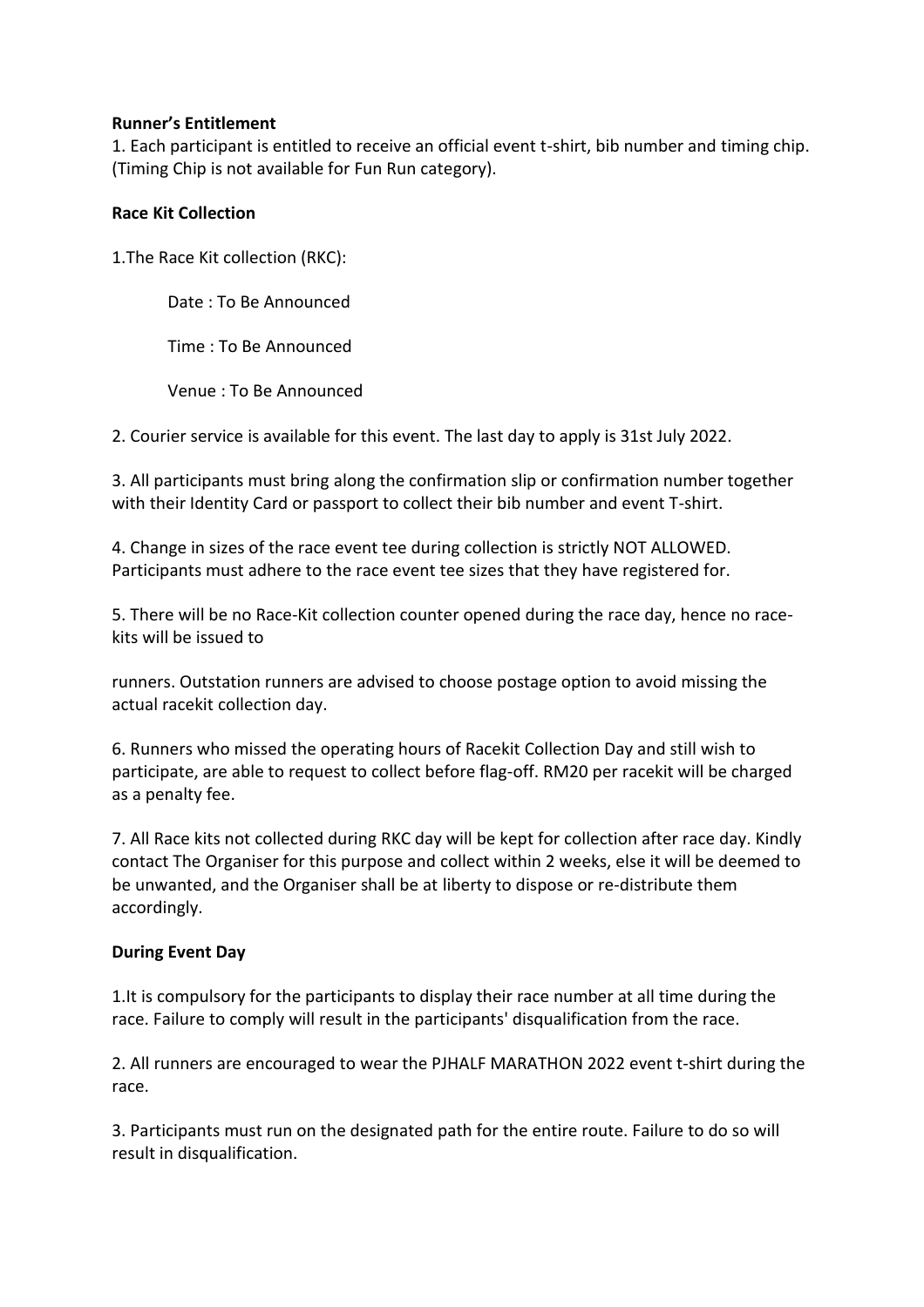**Runner's Entitlement**

1. Each participant is entitled to receive an official event t-shirt, bib number and timing chip. (Timing Chip is not available for Fun Run category).

**Race Kit Collection**

1.The Race Kit collection (RKC):

Date : To Be Announced

Time : To Be Announced

Venue : To Be Announced

2. Courier service is available for this event. The last day to apply is 31st July 2022.

3. All participants must bring along the confirmation slip or confirmation number together with their Identity Card or passport to collect their bib number and event T-shirt.

4. Change in sizes of the race event tee during collection is strictly NOT ALLOWED. Participants must adhere to the race event tee sizes that they have registered for.

5. There will be no Race-Kit collection counter opened during the race day, hence no race-kits will be issued to

runners. Outstation runners are advised to choose postage option to avoid missing the actual racekit collection day.

6. Runners who missed the operating hours of Racekit Collection Day and still wish to participate, are able to request to collect before flag-off. RM20 per racekit will be charged as a penalty fee.

7. All Race kits not collected during RKC day will be kept for collection after race day. Kindly contact The Organiser for this purpose and collect within 2 weeks, else it will be deemed to be unwanted, and the Organiser shall be at liberty to dispose or re-distribute them accordingly.

**During Event Day**

1.It is compulsory for the participants to display their race number at all time during the race. Failure to comply will result in the participants' disqualification from the race.

2. All runners are encouraged to wear the PJHALF MARATHON 2022 event t-shirt during the race.

3. Participants must run on the designated path for the entire route. Failure to do so will result in disqualification.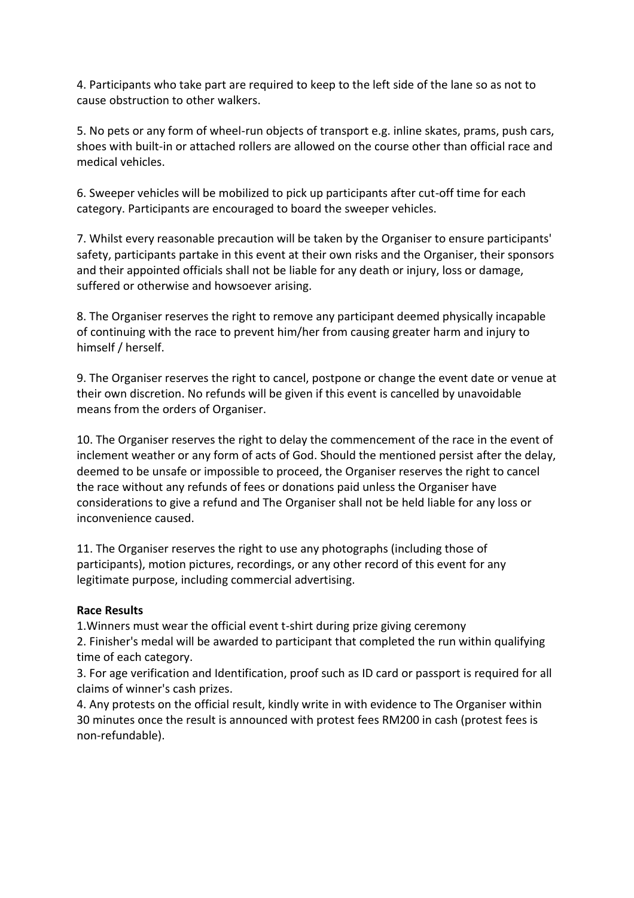4. Participants who take part are required to keep to the left side of the lane so as not to cause obstruction to other walkers.

5. No pets or any form of wheel-run objects of transport e.g. inline skates, prams, push cars, shoes with built-in or attached rollers are allowed on the course other than official race and medical vehicles.

6. Sweeper vehicles will be mobilized to pick up participants after cut-off time for each category. Participants are encouraged to board the sweeper vehicles.

7. Whilst every reasonable precaution will be taken by the Organiser to ensure participants' safety, participants partake in this event at their own risks and the Organiser, their sponsors and their appointed officials shall not be liable for any death or injury, loss or damage, suffered or otherwise and howsoever arising.

8. The Organiser reserves the right to remove any participant deemed physically incapable of continuing with the race to prevent him/her from causing greater harm and injury to himself / herself.

9. The Organiser reserves the right to cancel, postpone or change the event date or venue at their own discretion. No refunds will be given if this event is cancelled by unavoidable means from the orders of Organiser.

10. The Organiser reserves the right to delay the commencement of the race in the event of inclement weather or any form of acts of God. Should the mentioned persist after the delay, deemed to be unsafe or impossible to proceed, the Organiser reserves the right to cancel the race without any refunds of fees or donations paid unless the Organiser have considerations to give a refund and The Organiser shall not be held liable for any loss or inconvenience caused.

11. The Organiser reserves the right to use any photographs (including those of participants), motion pictures, recordings, or any other record of this event for any legitimate purpose, including commercial advertising.

**Race Results**

1.Winners must wear the official event t-shirt during prize giving ceremony
2. Finisher's medal will be awarded to participant that completed the run within qualifying time of each category.
3. For age verification and Identification, proof such as ID card or passport is required for all claims of winner's cash prizes.
4. Any protests on the official result, kindly write in with evidence to The Organiser within 30 minutes once the result is announced with protest fees RM200 in cash (protest fees is non-refundable).